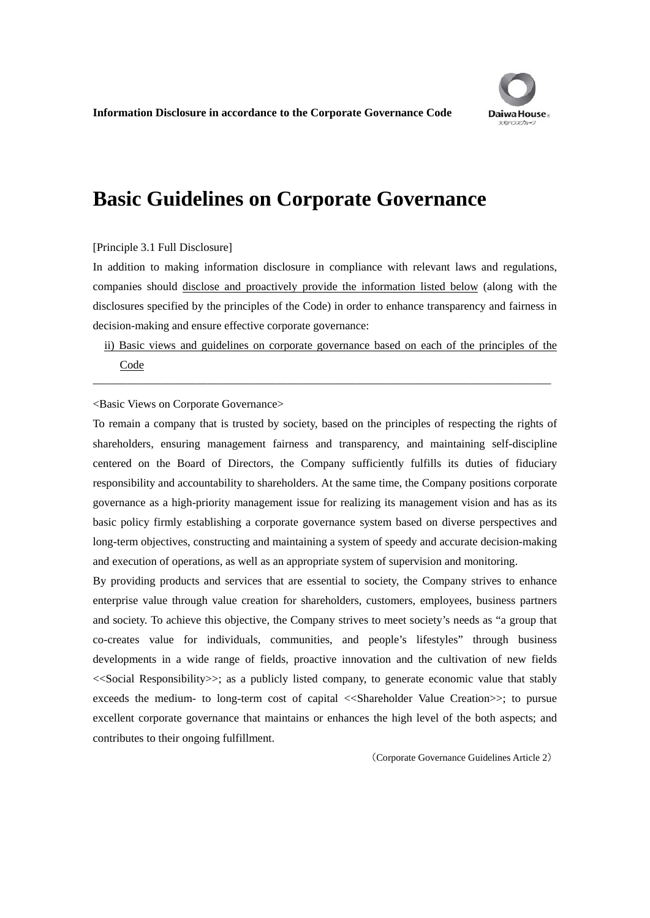**Information Disclosure in accordance to the Corporate Governance Code**

# Basic Guidelines on Corporate Governance

[Principle 3.1 Full Disclosure]

In addition to making information disclosure in compliance with relevant laws and regulations, companies should <u>disclose and proactively provide the information listed below</u> (along with the disclosures specified by the principles of the Code) in order to enhance transparency and fairness in decision-making and ensure effective corporate governance:

<u>ii) Basic views and guidelines on corporate governance based on each of the principles of the Code</u>

---

<Basic Views on Corporate Governance>

To remain a company that is trusted by society, based on the principles of respecting the rights of shareholders, ensuring management fairness and transparency, and maintaining self-discipline centered on the Board of Directors, the Company sufficiently fulfills its duties of fiduciary responsibility and accountability to shareholders. At the same time, the Company positions corporate governance as a high-priority management issue for realizing its management vision and has as its basic policy firmly establishing a corporate governance system based on diverse perspectives and long-term objectives, constructing and maintaining a system of speedy and accurate decision-making and execution of operations, as well as an appropriate system of supervision and monitoring.

By providing products and services that are essential to society, the Company strives to enhance enterprise value through value creation for shareholders, customers, employees, business partners and society. To achieve this objective, the Company strives to meet society's needs as "a group that co-creates value for individuals, communities, and people's lifestyles" through business developments in a wide range of fields, proactive innovation and the cultivation of new fields <<Social Responsibility>>; as a publicly listed company, to generate economic value that stably exceeds the medium- to long-term cost of capital <<Shareholder Value Creation>>; to pursue excellent corporate governance that maintains or enhances the high level of the both aspects; and contributes to their ongoing fulfillment.

（Corporate Governance Guidelines Article 2）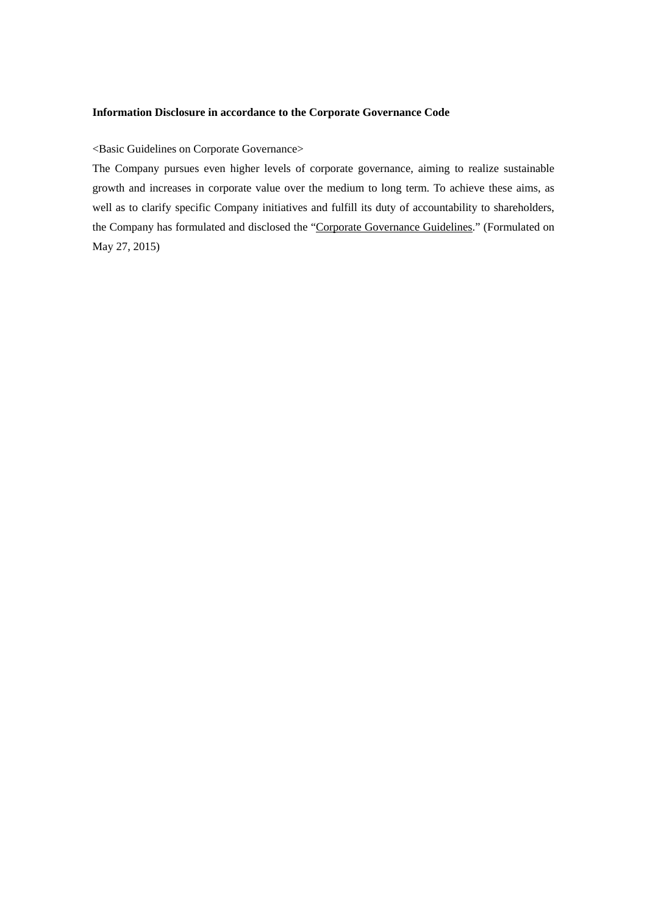**Information Disclosure in accordance to the Corporate Governance Code**

<Basic Guidelines on Corporate Governance>

The Company pursues even higher levels of corporate governance, aiming to realize sustainable growth and increases in corporate value over the medium to long term. To achieve these aims, as well as to clarify specific Company initiatives and fulfill its duty of accountability to shareholders, the Company has formulated and disclosed the "Corporate Governance Guidelines." (Formulated on May 27, 2015)